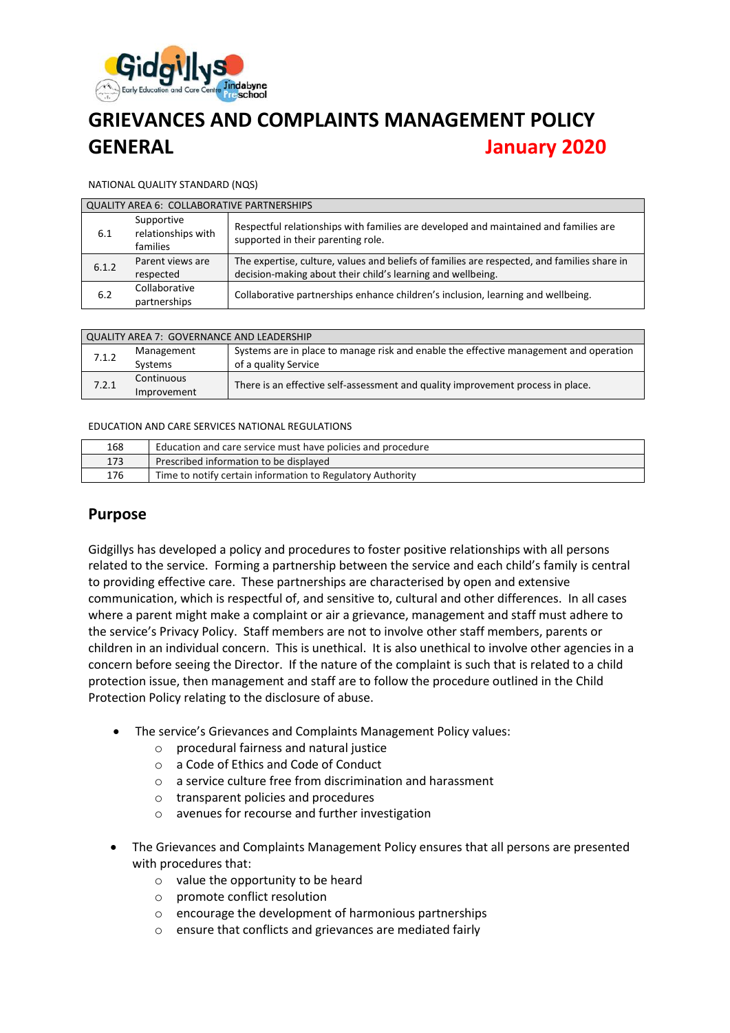# GRIEVANCES AND COMPLAINTS MANAGEMENT POLICY GENERAL January 2020

NATIONAL QUALITY STANDARD (NQS)

| QUALITY AREA 6: COLLABORATIVE PARTNERSHIPS | | |
|---|---|---|
| 6.1 | Supportive relationships with families | Respectful relationships with families are developed and maintained and families are supported in their parenting role. |
| 6.1.2 | Parent views are respected | The expertise, culture, values and beliefs of families are respected, and families share in decision-making about their child's learning and wellbeing. |
| 6.2 | Collaborative partnerships | Collaborative partnerships enhance children's inclusion, learning and wellbeing. |

| QUALITY AREA 7: GOVERNANCE AND LEADERSHIP | | |
|---|---|---|
| 7.1.2 | Management Systems | Systems are in place to manage risk and enable the effective management and operation of a quality Service |
| 7.2.1 | Continuous Improvement | There is an effective self-assessment and quality improvement process in place. |

EDUCATION AND CARE SERVICES NATIONAL REGULATIONS

| | |
|---|---|
| 168 | Education and care service must have policies and procedure |
| 173 | Prescribed information to be displayed |
| 176 | Time to notify certain information to Regulatory Authority |

## Purpose

Gidgillys has developed a policy and procedures to foster positive relationships with all persons related to the service. Forming a partnership between the service and each child's family is central to providing effective care. These partnerships are characterised by open and extensive communication, which is respectful of, and sensitive to, cultural and other differences. In all cases where a parent might make a complaint or air a grievance, management and staff must adhere to the service's Privacy Policy. Staff members are not to involve other staff members, parents or children in an individual concern. This is unethical. It is also unethical to involve other agencies in a concern before seeing the Director. If the nature of the complaint is such that is related to a child protection issue, then management and staff are to follow the procedure outlined in the Child Protection Policy relating to the disclosure of abuse.

- The service's Grievances and Complaints Management Policy values:
  - procedural fairness and natural justice
  - a Code of Ethics and Code of Conduct
  - a service culture free from discrimination and harassment
  - transparent policies and procedures
  - avenues for recourse and further investigation

- The Grievances and Complaints Management Policy ensures that all persons are presented with procedures that:
  - value the opportunity to be heard
  - promote conflict resolution
  - encourage the development of harmonious partnerships
  - ensure that conflicts and grievances are mediated fairly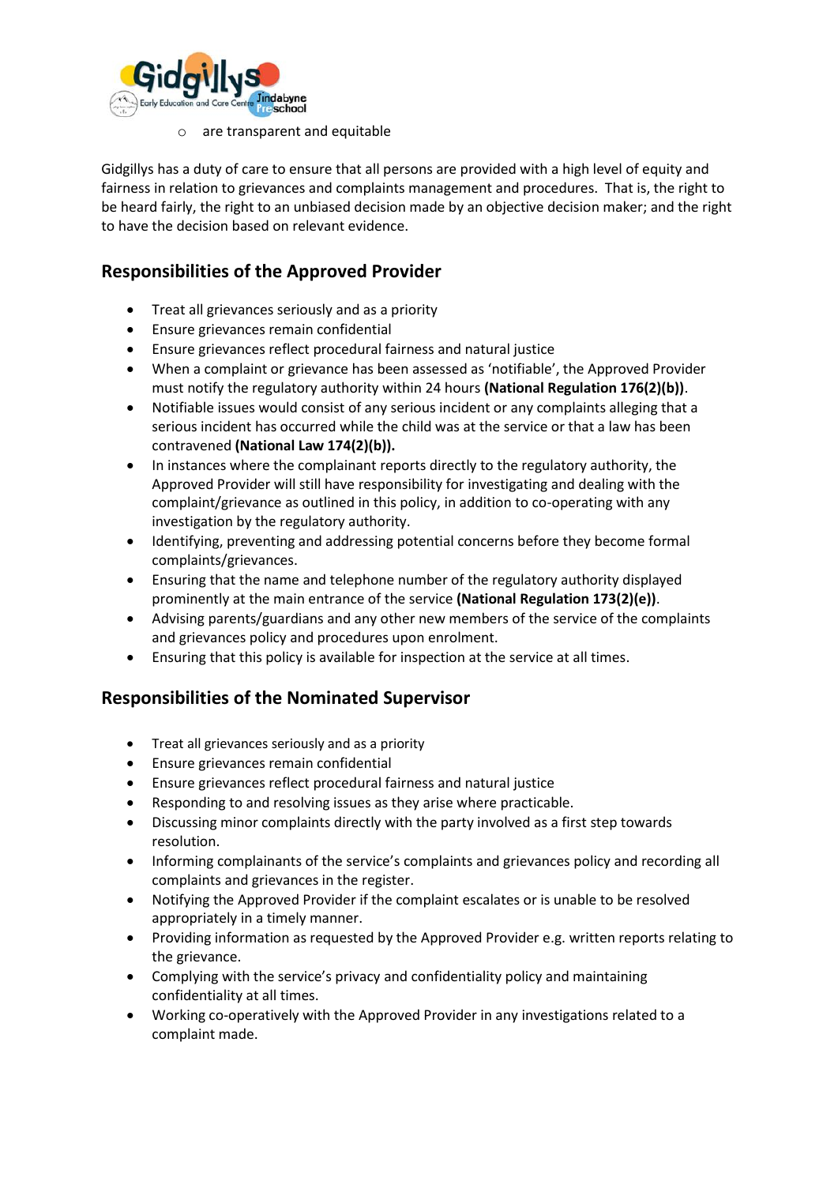- are transparent and equitable

Gidgillys has a duty of care to ensure that all persons are provided with a high level of equity and fairness in relation to grievances and complaints management and procedures. That is, the right to be heard fairly, the right to an unbiased decision made by an objective decision maker; and the right to have the decision based on relevant evidence.

## Responsibilities of the Approved Provider

- Treat all grievances seriously and as a priority
- Ensure grievances remain confidential
- Ensure grievances reflect procedural fairness and natural justice
- When a complaint or grievance has been assessed as 'notifiable', the Approved Provider must notify the regulatory authority within 24 hours **(National Regulation 176(2)(b))**.
- Notifiable issues would consist of any serious incident or any complaints alleging that a serious incident has occurred while the child was at the service or that a law has been contravened **(National Law 174(2)(b)).**
- In instances where the complainant reports directly to the regulatory authority, the Approved Provider will still have responsibility for investigating and dealing with the complaint/grievance as outlined in this policy, in addition to co-operating with any investigation by the regulatory authority.
- Identifying, preventing and addressing potential concerns before they become formal complaints/grievances.
- Ensuring that the name and telephone number of the regulatory authority displayed prominently at the main entrance of the service **(National Regulation 173(2)(e))**.
- Advising parents/guardians and any other new members of the service of the complaints and grievances policy and procedures upon enrolment.
- Ensuring that this policy is available for inspection at the service at all times.

## Responsibilities of the Nominated Supervisor

- Treat all grievances seriously and as a priority
- Ensure grievances remain confidential
- Ensure grievances reflect procedural fairness and natural justice
- Responding to and resolving issues as they arise where practicable.
- Discussing minor complaints directly with the party involved as a first step towards resolution.
- Informing complainants of the service's complaints and grievances policy and recording all complaints and grievances in the register.
- Notifying the Approved Provider if the complaint escalates or is unable to be resolved appropriately in a timely manner.
- Providing information as requested by the Approved Provider e.g. written reports relating to the grievance.
- Complying with the service's privacy and confidentiality policy and maintaining confidentiality at all times.
- Working co-operatively with the Approved Provider in any investigations related to a complaint made.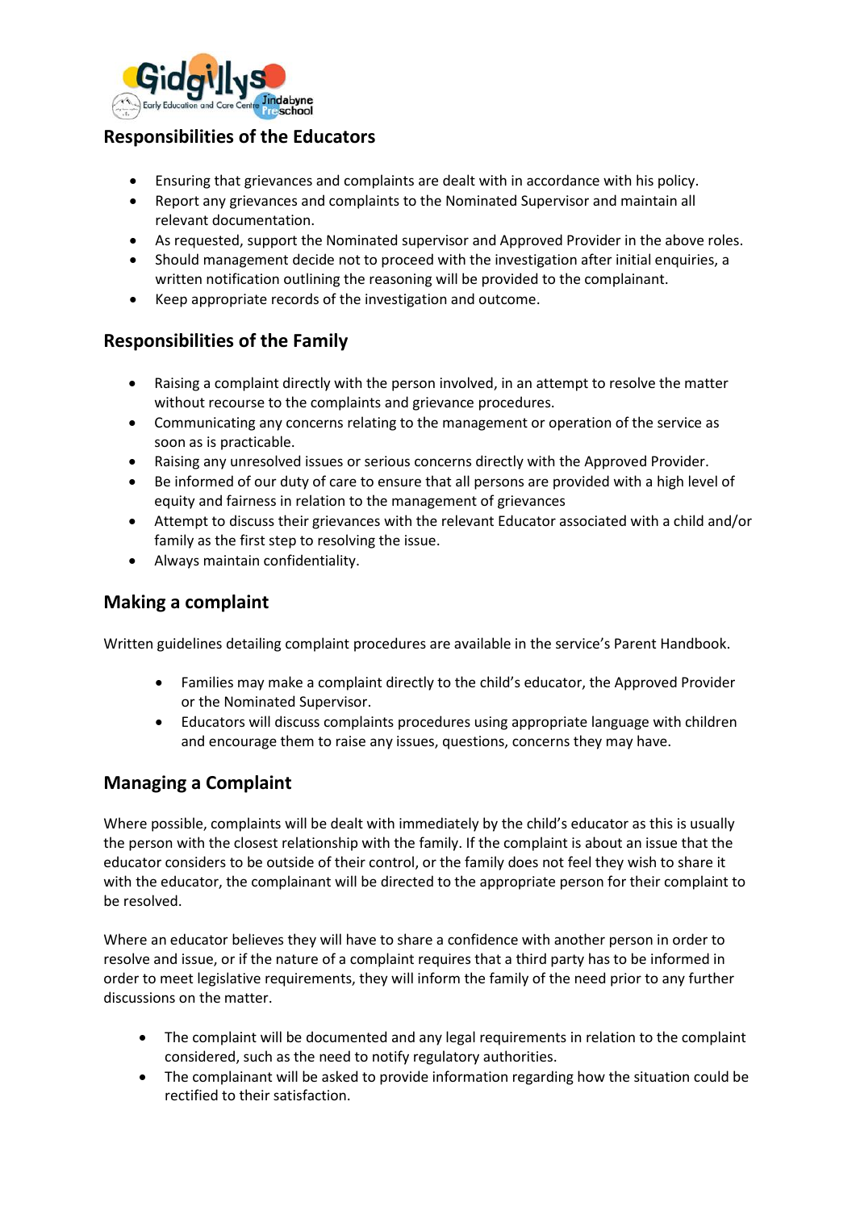## Responsibilities of the Educators

- Ensuring that grievances and complaints are dealt with in accordance with his policy.
- Report any grievances and complaints to the Nominated Supervisor and maintain all relevant documentation.
- As requested, support the Nominated supervisor and Approved Provider in the above roles.
- Should management decide not to proceed with the investigation after initial enquiries, a written notification outlining the reasoning will be provided to the complainant.
- Keep appropriate records of the investigation and outcome.

## Responsibilities of the Family

- Raising a complaint directly with the person involved, in an attempt to resolve the matter without recourse to the complaints and grievance procedures.
- Communicating any concerns relating to the management or operation of the service as soon as is practicable.
- Raising any unresolved issues or serious concerns directly with the Approved Provider.
- Be informed of our duty of care to ensure that all persons are provided with a high level of equity and fairness in relation to the management of grievances
- Attempt to discuss their grievances with the relevant Educator associated with a child and/or family as the first step to resolving the issue.
- Always maintain confidentiality.

## Making a complaint

Written guidelines detailing complaint procedures are available in the service's Parent Handbook.

- Families may make a complaint directly to the child's educator, the Approved Provider or the Nominated Supervisor.
- Educators will discuss complaints procedures using appropriate language with children and encourage them to raise any issues, questions, concerns they may have.

## Managing a Complaint

Where possible, complaints will be dealt with immediately by the child's educator as this is usually the person with the closest relationship with the family. If the complaint is about an issue that the educator considers to be outside of their control, or the family does not feel they wish to share it with the educator, the complainant will be directed to the appropriate person for their complaint to be resolved.

Where an educator believes they will have to share a confidence with another person in order to resolve and issue, or if the nature of a complaint requires that a third party has to be informed in order to meet legislative requirements, they will inform the family of the need prior to any further discussions on the matter.

- The complaint will be documented and any legal requirements in relation to the complaint considered, such as the need to notify regulatory authorities.
- The complainant will be asked to provide information regarding how the situation could be rectified to their satisfaction.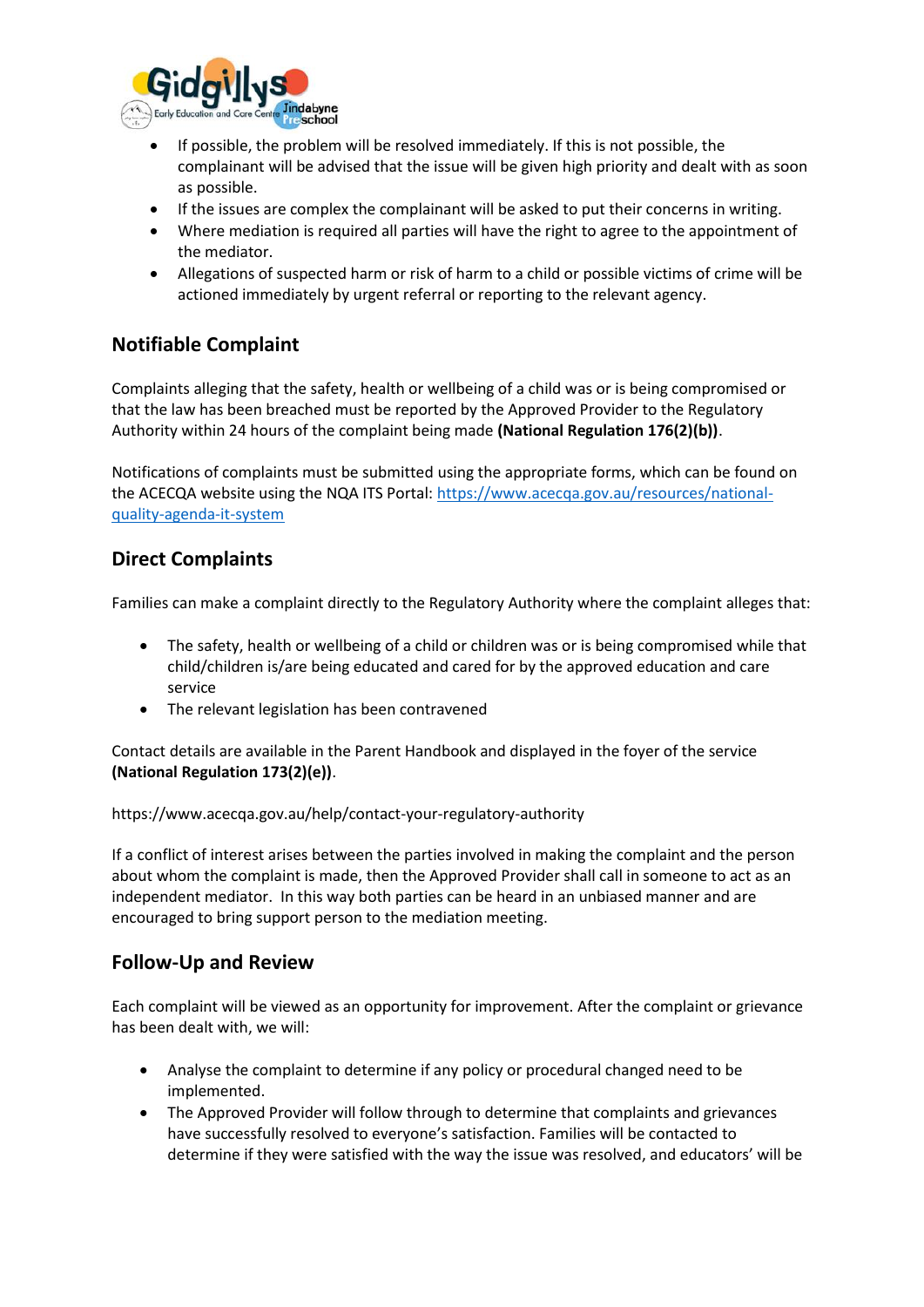- If possible, the problem will be resolved immediately. If this is not possible, the complainant will be advised that the issue will be given high priority and dealt with as soon as possible.
- If the issues are complex the complainant will be asked to put their concerns in writing.
- Where mediation is required all parties will have the right to agree to the appointment of the mediator.
- Allegations of suspected harm or risk of harm to a child or possible victims of crime will be actioned immediately by urgent referral or reporting to the relevant agency.

## Notifiable Complaint

Complaints alleging that the safety, health or wellbeing of a child was or is being compromised or that the law has been breached must be reported by the Approved Provider to the Regulatory Authority within 24 hours of the complaint being made **(National Regulation 176(2)(b))**.

Notifications of complaints must be submitted using the appropriate forms, which can be found on the ACECQA website using the NQA ITS Portal: [https://www.acecqa.gov.au/resources/national-quality-agenda-it-system](https://www.acecqa.gov.au/resources/national-quality-agenda-it-system)

## Direct Complaints

Families can make a complaint directly to the Regulatory Authority where the complaint alleges that:

- The safety, health or wellbeing of a child or children was or is being compromised while that child/children is/are being educated and cared for by the approved education and care service
- The relevant legislation has been contravened

Contact details are available in the Parent Handbook and displayed in the foyer of the service **(National Regulation 173(2)(e))**.

https://www.acecqa.gov.au/help/contact-your-regulatory-authority

If a conflict of interest arises between the parties involved in making the complaint and the person about whom the complaint is made, then the Approved Provider shall call in someone to act as an independent mediator. In this way both parties can be heard in an unbiased manner and are encouraged to bring support person to the mediation meeting.

## Follow-Up and Review

Each complaint will be viewed as an opportunity for improvement. After the complaint or grievance has been dealt with, we will:

- Analyse the complaint to determine if any policy or procedural changed need to be implemented.
- The Approved Provider will follow through to determine that complaints and grievances have successfully resolved to everyone's satisfaction. Families will be contacted to determine if they were satisfied with the way the issue was resolved, and educators' will be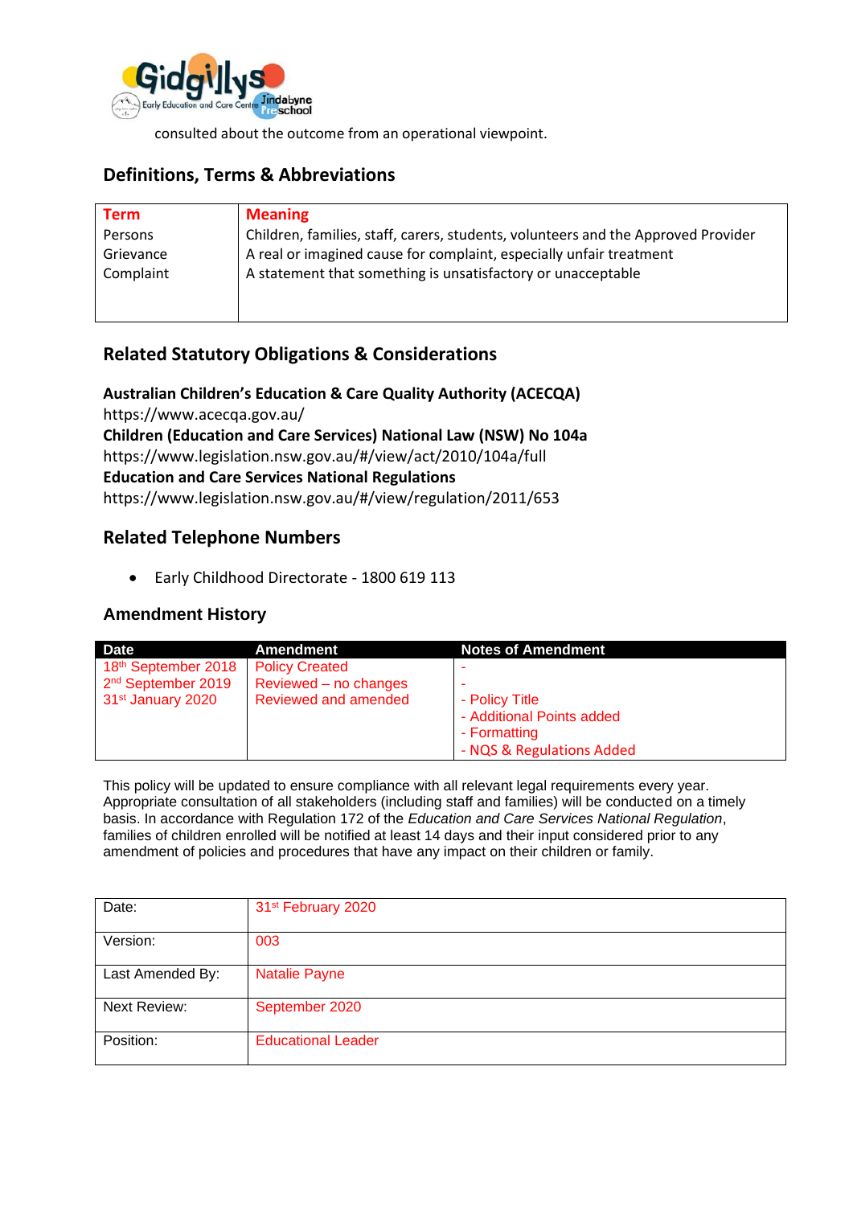consulted about the outcome from an operational viewpoint.

## Definitions, Terms & Abbreviations

| Term | Meaning |
| --- | --- |
| Persons | Children, families, staff, carers, students, volunteers and the Approved Provider |
| Grievance | A real or imagined cause for complaint, especially unfair treatment |
| Complaint | A statement that something is unsatisfactory or unacceptable |

## Related Statutory Obligations & Considerations

**Australian Children's Education & Care Quality Authority (ACECQA)**
https://www.acecqa.gov.au/
**Children (Education and Care Services) National Law (NSW) No 104a**
https://www.legislation.nsw.gov.au/#/view/act/2010/104a/full
**Education and Care Services National Regulations**
https://www.legislation.nsw.gov.au/#/view/regulation/2011/653

## Related Telephone Numbers

- Early Childhood Directorate - 1800 619 113

## Amendment History

| Date | Amendment | Notes of Amendment |
| --- | --- | --- |
| 18th September 2018 | Policy Created | - |
| 2nd September 2019 | Reviewed – no changes | - |
| 31st January 2020 | Reviewed and amended | - Policy Title<br>- Additional Points added<br>- Formatting<br>- NQS & Regulations Added |

This policy will be updated to ensure compliance with all relevant legal requirements every year. Appropriate consultation of all stakeholders (including staff and families) will be conducted on a timely basis. In accordance with Regulation 172 of the *Education and Care Services National Regulation*, families of children enrolled will be notified at least 14 days and their input considered prior to any amendment of policies and procedures that have any impact on their children or family.

| | |
| --- | --- |
| Date: | 31st February 2020 |
| Version: | 003 |
| Last Amended By: | Natalie Payne |
| Next Review: | September 2020 |
| Position: | Educational Leader |